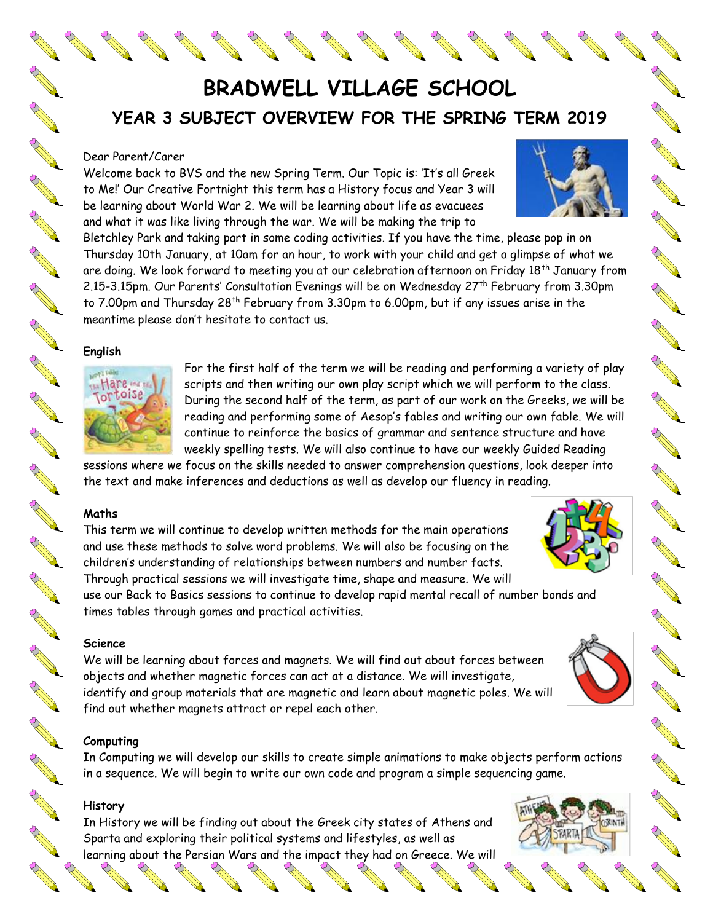# BRADWELL VILLAGE SCHOOL

## YEAR 3 SUBJECT OVERVIEW FOR THE SPRING TERM 2019

Dear Parent/Carer

Welcome back to BVS and the new Spring Term. Our Topic is: 'It's all Greek to Me!' Our Creative Fortnight this term has a History focus and Year 3 will be learning about World War 2. We will be learning about life as evacuees and what it was like living through the war. We will be making the trip to Bletchley Park and taking part in some coding activities. If you have the time, please pop in on Thursday 10th January, at 10am for an hour, to work with your child and get a glimpse of what we are doing. We look forward to meeting you at our celebration afternoon on Friday 18th January from 2.15-3.15pm. Our Parents' Consultation Evenings will be on Wednesday 27th February from 3.30pm to 7.00pm and Thursday 28th February from 3.30pm to 6.00pm, but if any issues arise in the meantime please don't hesitate to contact us.

**English**

For the first half of the term we will be reading and performing a variety of play scripts and then writing our own play script which we will perform to the class. During the second half of the term, as part of our work on the Greeks, we will be reading and performing some of Aesop's fables and writing our own fable. We will continue to reinforce the basics of grammar and sentence structure and have weekly spelling tests. We will also continue to have our weekly Guided Reading sessions where we focus on the skills needed to answer comprehension questions, look deeper into the text and make inferences and deductions as well as develop our fluency in reading.

**Maths**

This term we will continue to develop written methods for the main operations and use these methods to solve word problems. We will also be focusing on the children's understanding of relationships between numbers and number facts. Through practical sessions we will investigate time, shape and measure. We will use our Back to Basics sessions to continue to develop rapid mental recall of number bonds and times tables through games and practical activities.

**Science**

We will be learning about forces and magnets. We will find out about forces between objects and whether magnetic forces can act at a distance. We will investigate, identify and group materials that are magnetic and learn about magnetic poles. We will find out whether magnets attract or repel each other.

**Computing**

In Computing we will develop our skills to create simple animations to make objects perform actions in a sequence. We will begin to write our own code and program a simple sequencing game.

**History**

In History we will be finding out about the Greek city states of Athens and Sparta and exploring their political systems and lifestyles, as well as learning about the Persian Wars and the impact they had on Greece. We will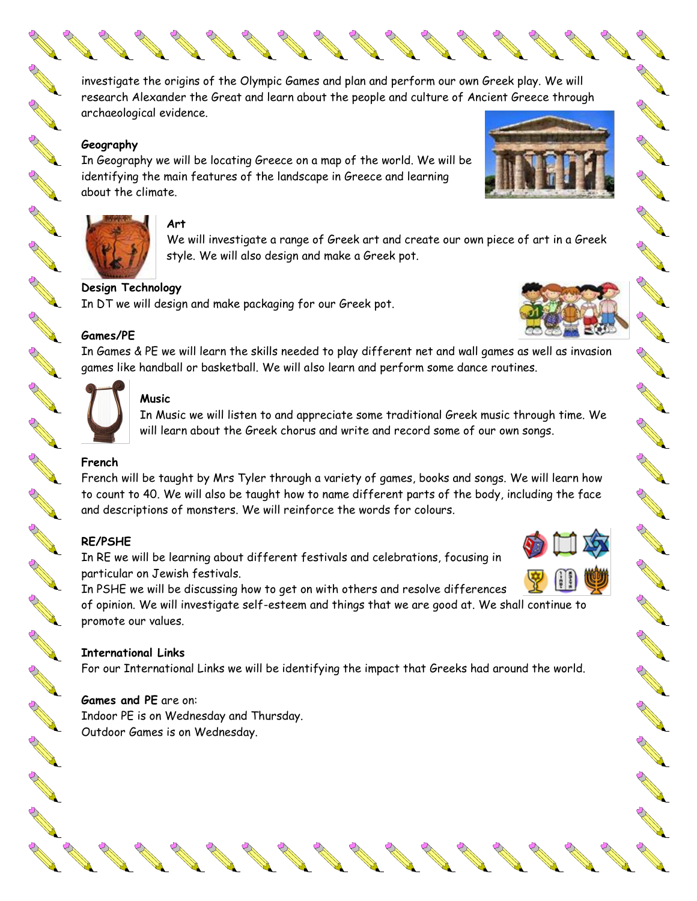investigate the origins of the Olympic Games and plan and perform our own Greek play. We will research Alexander the Great and learn about the people and culture of Ancient Greece through archaeological evidence.

**Geography**

In Geography we will be locating Greece on a map of the world. We will be identifying the main features of the landscape in Greece and learning about the climate.

**Art**

We will investigate a range of Greek art and create our own piece of art in a Greek style. We will also design and make a Greek pot.

**Design Technology**

In DT we will design and make packaging for our Greek pot.

**Games/PE**

In Games & PE we will learn the skills needed to play different net and wall games as well as invasion games like handball or basketball. We will also learn and perform some dance routines.

**Music**

In Music we will listen to and appreciate some traditional Greek music through time. We will learn about the Greek chorus and write and record some of our own songs.

**French**

French will be taught by Mrs Tyler through a variety of games, books and songs. We will learn how to count to 40. We will also be taught how to name different parts of the body, including the face and descriptions of monsters. We will reinforce the words for colours.

**RE/PSHE**

In RE we will be learning about different festivals and celebrations, focusing in particular on Jewish festivals.

In PSHE we will be discussing how to get on with others and resolve differences of opinion. We will investigate self-esteem and things that we are good at. We shall continue to promote our values.

**International Links**

For our International Links we will be identifying the impact that Greeks had around the world.

**Games and PE** are on:

Indoor PE is on Wednesday and Thursday.

Outdoor Games is on Wednesday.